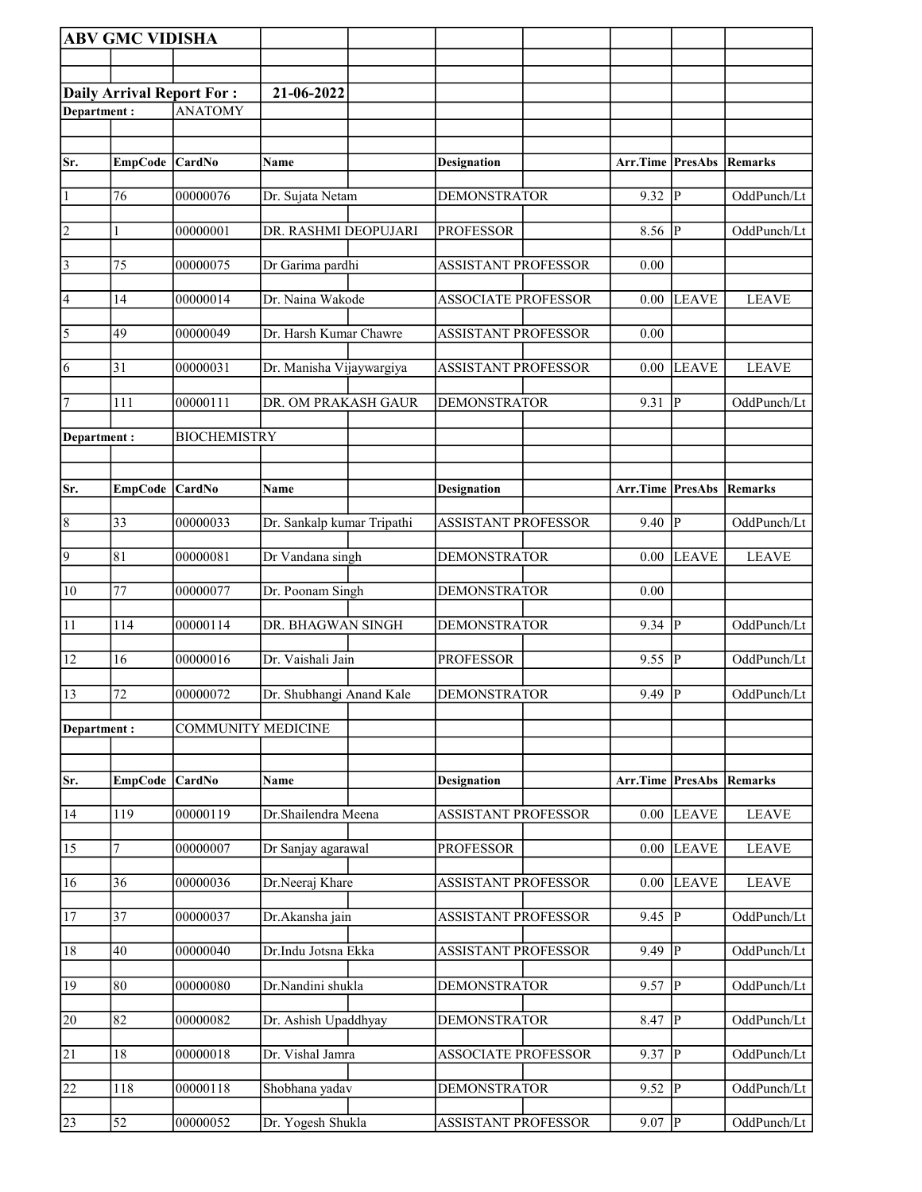**ABV GMC VIDISHA**

**Daily Arrival Report For : 21-06-2022**

**Department :** ANATOMY

| Sr. | EmpCode | CardNo | Name | Designation | Arr.Time | PresAbs | Remarks |
|---|---|---|---|---|---|---|---|
| 1 | 76 | 00000076 | Dr. Sujata Netam | DEMONSTRATOR | 9.32 | P | OddPunch/Lt |
| 2 | 1 | 00000001 | DR. RASHMI DEOPUJARI | PROFESSOR | 8.56 | P | OddPunch/Lt |
| 3 | 75 | 00000075 | Dr Garima pardhi | ASSISTANT PROFESSOR | 0.00 | | |
| 4 | 14 | 00000014 | Dr. Naina Wakode | ASSOCIATE PROFESSOR | 0.00 | LEAVE | LEAVE |
| 5 | 49 | 00000049 | Dr. Harsh Kumar Chawre | ASSISTANT PROFESSOR | 0.00 | | |
| 6 | 31 | 00000031 | Dr. Manisha Vijaywargiya | ASSISTANT PROFESSOR | 0.00 | LEAVE | LEAVE |
| 7 | 111 | 00000111 | DR. OM PRAKASH GAUR | DEMONSTRATOR | 9.31 | P | OddPunch/Lt |

**Department :** BIOCHEMISTRY

| Sr. | EmpCode | CardNo | Name | Designation | Arr.Time | PresAbs | Remarks |
|---|---|---|---|---|---|---|---|
| 8 | 33 | 00000033 | Dr. Sankalp kumar Tripathi | ASSISTANT PROFESSOR | 9.40 | P | OddPunch/Lt |
| 9 | 81 | 00000081 | Dr Vandana singh | DEMONSTRATOR | 0.00 | LEAVE | LEAVE |
| 10 | 77 | 00000077 | Dr. Poonam Singh | DEMONSTRATOR | 0.00 | | |
| 11 | 114 | 00000114 | DR. BHAGWAN SINGH | DEMONSTRATOR | 9.34 | P | OddPunch/Lt |
| 12 | 16 | 00000016 | Dr. Vaishali Jain | PROFESSOR | 9.55 | P | OddPunch/Lt |
| 13 | 72 | 00000072 | Dr. Shubhangi Anand Kale | DEMONSTRATOR | 9.49 | P | OddPunch/Lt |

**Department :** COMMUNITY MEDICINE

| Sr. | EmpCode | CardNo | Name | Designation | Arr.Time | PresAbs | Remarks |
|---|---|---|---|---|---|---|---|
| 14 | 119 | 00000119 | Dr.Shailendra Meena | ASSISTANT PROFESSOR | 0.00 | LEAVE | LEAVE |
| 15 | 7 | 00000007 | Dr Sanjay agarawal | PROFESSOR | 0.00 | LEAVE | LEAVE |
| 16 | 36 | 00000036 | Dr.Neeraj Khare | ASSISTANT PROFESSOR | 0.00 | LEAVE | LEAVE |
| 17 | 37 | 00000037 | Dr.Akansha jain | ASSISTANT PROFESSOR | 9.45 | P | OddPunch/Lt |
| 18 | 40 | 00000040 | Dr.Indu Jotsna Ekka | ASSISTANT PROFESSOR | 9.49 | P | OddPunch/Lt |
| 19 | 80 | 00000080 | Dr.Nandini shukla | DEMONSTRATOR | 9.57 | P | OddPunch/Lt |
| 20 | 82 | 00000082 | Dr. Ashish Upaddhyay | DEMONSTRATOR | 8.47 | P | OddPunch/Lt |
| 21 | 18 | 00000018 | Dr. Vishal Jamra | ASSOCIATE PROFESSOR | 9.37 | P | OddPunch/Lt |
| 22 | 118 | 00000118 | Shobhana yadav | DEMONSTRATOR | 9.52 | P | OddPunch/Lt |
| 23 | 52 | 00000052 | Dr. Yogesh Shukla | ASSISTANT PROFESSOR | 9.07 | P | OddPunch/Lt |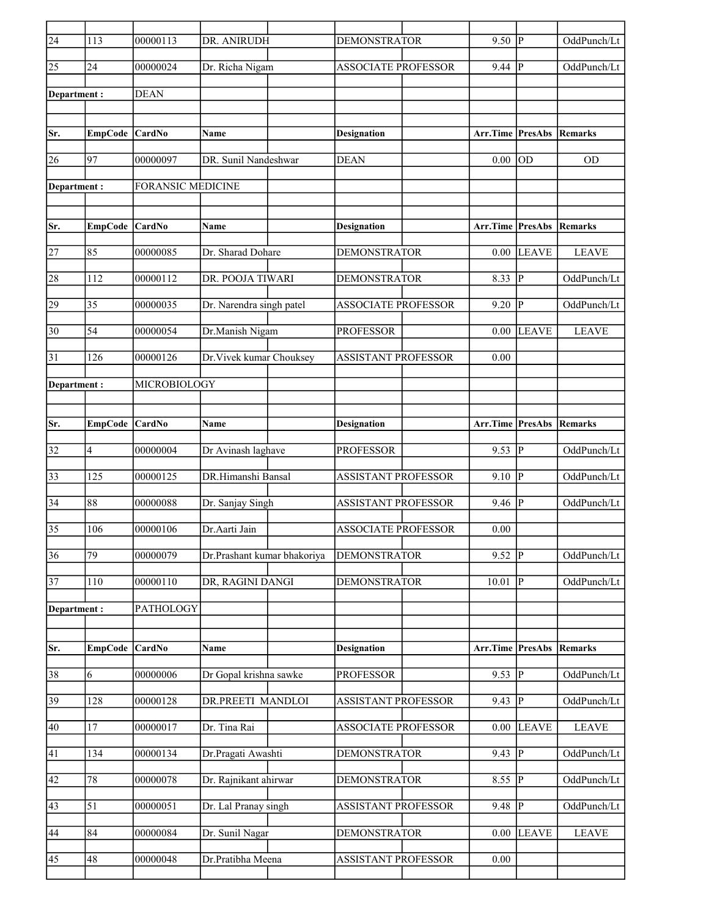| | | | | | | | |
|---|---|---|---|---|---|---|---|
| 24 | 113 | 00000113 | DR. ANIRUDH | DEMONSTRATOR | 9.50 | P | OddPunch/Lt |
| 25 | 24 | 00000024 | Dr. Richa Nigam | ASSOCIATE PROFESSOR | 9.44 | P | OddPunch/Lt |
| **Department :** | | DEAN | | | | | |
| **Sr.** | **EmpCode** | **CardNo** | **Name** | **Designation** | **Arr.Time** | **PresAbs** | **Remarks** |
| 26 | 97 | 00000097 | DR. Sunil Nandeshwar | DEAN | 0.00 | OD | OD |
| **Department :** | | FORANSIC MEDICINE | | | | | |
| **Sr.** | **EmpCode** | **CardNo** | **Name** | **Designation** | **Arr.Time** | **PresAbs** | **Remarks** |
| 27 | 85 | 00000085 | Dr. Sharad Dohare | DEMONSTRATOR | 0.00 | LEAVE | LEAVE |
| 28 | 112 | 00000112 | DR. POOJA TIWARI | DEMONSTRATOR | 8.33 | P | OddPunch/Lt |
| 29 | 35 | 00000035 | Dr. Narendra singh patel | ASSOCIATE PROFESSOR | 9.20 | P | OddPunch/Lt |
| 30 | 54 | 00000054 | Dr.Manish Nigam | PROFESSOR | 0.00 | LEAVE | LEAVE |
| 31 | 126 | 00000126 | Dr.Vivek kumar Chouksey | ASSISTANT PROFESSOR | 0.00 | | |
| **Department :** | | MICROBIOLOGY | | | | | |
| **Sr.** | **EmpCode** | **CardNo** | **Name** | **Designation** | **Arr.Time** | **PresAbs** | **Remarks** |
| 32 | 4 | 00000004 | Dr Avinash laghave | PROFESSOR | 9.53 | P | OddPunch/Lt |
| 33 | 125 | 00000125 | DR.Himanshi Bansal | ASSISTANT PROFESSOR | 9.10 | P | OddPunch/Lt |
| 34 | 88 | 00000088 | Dr. Sanjay Singh | ASSISTANT PROFESSOR | 9.46 | P | OddPunch/Lt |
| 35 | 106 | 00000106 | Dr.Aarti Jain | ASSOCIATE PROFESSOR | 0.00 | | |
| 36 | 79 | 00000079 | Dr.Prashant kumar bhakoriya | DEMONSTRATOR | 9.52 | P | OddPunch/Lt |
| 37 | 110 | 00000110 | DR, RAGINI DANGI | DEMONSTRATOR | 10.01 | P | OddPunch/Lt |
| **Department :** | | PATHOLOGY | | | | | |
| **Sr.** | **EmpCode** | **CardNo** | **Name** | **Designation** | **Arr.Time** | **PresAbs** | **Remarks** |
| 38 | 6 | 00000006 | Dr Gopal krishna sawke | PROFESSOR | 9.53 | P | OddPunch/Lt |
| 39 | 128 | 00000128 | DR.PREETI MANDLOI | ASSISTANT PROFESSOR | 9.43 | P | OddPunch/Lt |
| 40 | 17 | 00000017 | Dr. Tina Rai | ASSOCIATE PROFESSOR | 0.00 | LEAVE | LEAVE |
| 41 | 134 | 00000134 | Dr.Pragati Awashti | DEMONSTRATOR | 9.43 | P | OddPunch/Lt |
| 42 | 78 | 00000078 | Dr. Rajnikant ahirwar | DEMONSTRATOR | 8.55 | P | OddPunch/Lt |
| 43 | 51 | 00000051 | Dr. Lal Pranay singh | ASSISTANT PROFESSOR | 9.48 | P | OddPunch/Lt |
| 44 | 84 | 00000084 | Dr. Sunil Nagar | DEMONSTRATOR | 0.00 | LEAVE | LEAVE |
| 45 | 48 | 00000048 | Dr.Pratibha Meena | ASSISTANT PROFESSOR | 0.00 | | |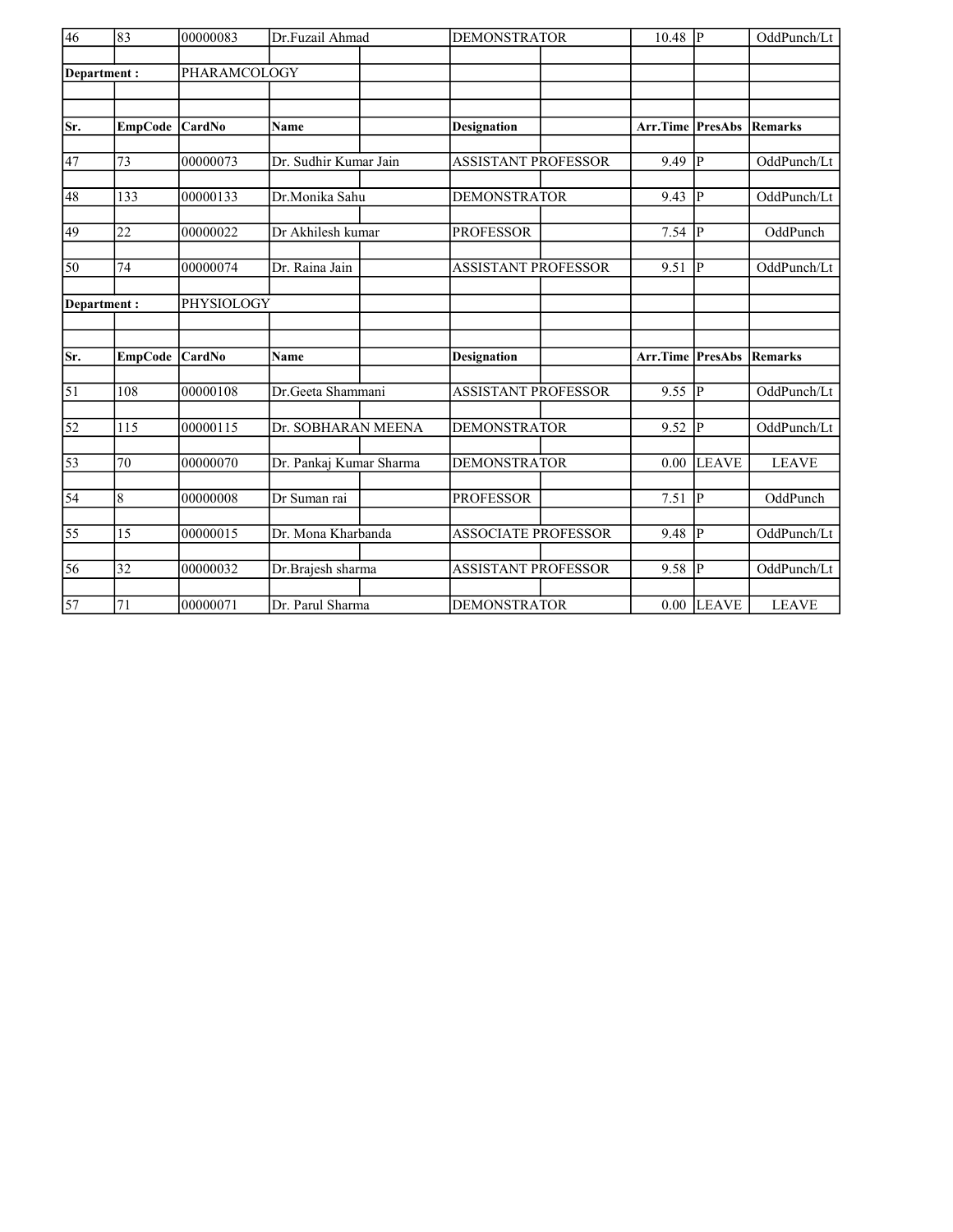| Sr. | EmpCode | CardNo | Name | Designation | Arr.Time | PresAbs | Remarks |
|---|---|---|---|---|---|---|---|
| 46 | 83 | 00000083 | Dr.Fuzail Ahmad | DEMONSTRATOR | 10.48 | P | OddPunch/Lt |

**Department :** PHARAMCOLOGY

| Sr. | EmpCode | CardNo | Name | Designation | Arr.Time | PresAbs | Remarks |
|---|---|---|---|---|---|---|---|
| 47 | 73 | 00000073 | Dr. Sudhir Kumar Jain | ASSISTANT PROFESSOR | 9.49 | P | OddPunch/Lt |
| 48 | 133 | 00000133 | Dr.Monika Sahu | DEMONSTRATOR | 9.43 | P | OddPunch/Lt |
| 49 | 22 | 00000022 | Dr Akhilesh kumar | PROFESSOR | 7.54 | P | OddPunch |
| 50 | 74 | 00000074 | Dr. Raina Jain | ASSISTANT PROFESSOR | 9.51 | P | OddPunch/Lt |

**Department :** PHYSIOLOGY

| Sr. | EmpCode | CardNo | Name | Designation | Arr.Time | PresAbs | Remarks |
|---|---|---|---|---|---|---|---|
| 51 | 108 | 00000108 | Dr.Geeta Shammani | ASSISTANT PROFESSOR | 9.55 | P | OddPunch/Lt |
| 52 | 115 | 00000115 | Dr. SOBHARAN MEENA | DEMONSTRATOR | 9.52 | P | OddPunch/Lt |
| 53 | 70 | 00000070 | Dr. Pankaj Kumar Sharma | DEMONSTRATOR | 0.00 | LEAVE | LEAVE |
| 54 | 8 | 00000008 | Dr Suman rai | PROFESSOR | 7.51 | P | OddPunch |
| 55 | 15 | 00000015 | Dr. Mona Kharbanda | ASSOCIATE PROFESSOR | 9.48 | P | OddPunch/Lt |
| 56 | 32 | 00000032 | Dr.Brajesh sharma | ASSISTANT PROFESSOR | 9.58 | P | OddPunch/Lt |
| 57 | 71 | 00000071 | Dr. Parul Sharma | DEMONSTRATOR | 0.00 | LEAVE | LEAVE |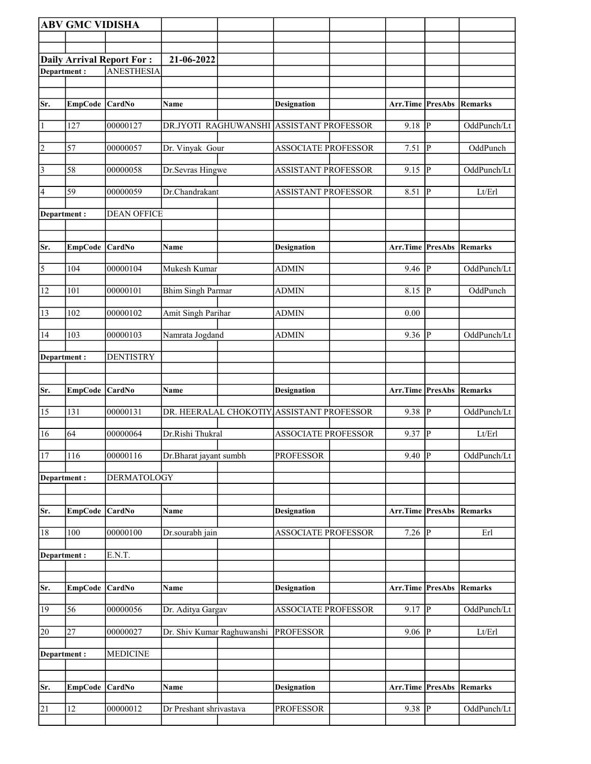**ABV GMC VIDISHA**

**Daily Arrival Report For :** **21-06-2022**

**Department :** ANESTHESIA

| Sr. | EmpCode | CardNo | Name | Designation | Arr.Time | PresAbs | Remarks |
|---|---|---|---|---|---|---|---|
| 1 | 127 | 00000127 | DR.JYOTI RAGHUWANSHI | ASSISTANT PROFESSOR | 9.18 | P | OddPunch/Lt |
| 2 | 57 | 00000057 | Dr. Vinyak Gour | ASSOCIATE PROFESSOR | 7.51 | P | OddPunch |
| 3 | 58 | 00000058 | Dr.Sevras Hingwe | ASSISTANT PROFESSOR | 9.15 | P | OddPunch/Lt |
| 4 | 59 | 00000059 | Dr.Chandrakant | ASSISTANT PROFESSOR | 8.51 | P | Lt/Erl |

**Department :** DEAN OFFICE

| Sr. | EmpCode | CardNo | Name | Designation | Arr.Time | PresAbs | Remarks |
|---|---|---|---|---|---|---|---|
| 5 | 104 | 00000104 | Mukesh Kumar | ADMIN | 9.46 | P | OddPunch/Lt |
| 12 | 101 | 00000101 | Bhim Singh Parmar | ADMIN | 8.15 | P | OddPunch |
| 13 | 102 | 00000102 | Amit Singh Parihar | ADMIN | 0.00 | | |
| 14 | 103 | 00000103 | Namrata Jogdand | ADMIN | 9.36 | P | OddPunch/Lt |

**Department :** DENTISTRY

| Sr. | EmpCode | CardNo | Name | Designation | Arr.Time | PresAbs | Remarks |
|---|---|---|---|---|---|---|---|
| 15 | 131 | 00000131 | DR. HEERALAL CHOKOTIY | ASSISTANT PROFESSOR | 9.38 | P | OddPunch/Lt |
| 16 | 64 | 00000064 | Dr.Rishi Thukral | ASSOCIATE PROFESSOR | 9.37 | P | Lt/Erl |
| 17 | 116 | 00000116 | Dr.Bharat jayant sumbh | PROFESSOR | 9.40 | P | OddPunch/Lt |

**Department :** DERMATOLOGY

| Sr. | EmpCode | CardNo | Name | Designation | Arr.Time | PresAbs | Remarks |
|---|---|---|---|---|---|---|---|
| 18 | 100 | 00000100 | Dr.sourabh jain | ASSOCIATE PROFESSOR | 7.26 | P | Erl |

**Department :** E.N.T.

| Sr. | EmpCode | CardNo | Name | Designation | Arr.Time | PresAbs | Remarks |
|---|---|---|---|---|---|---|---|
| 19 | 56 | 00000056 | Dr. Aditya Gargav | ASSOCIATE PROFESSOR | 9.17 | P | OddPunch/Lt |
| 20 | 27 | 00000027 | Dr. Shiv Kumar Raghuwanshi | PROFESSOR | 9.06 | P | Lt/Erl |

**Department :** MEDICINE

| Sr. | EmpCode | CardNo | Name | Designation | Arr.Time | PresAbs | Remarks |
|---|---|---|---|---|---|---|---|
| 21 | 12 | 00000012 | Dr Preshant shrivastava | PROFESSOR | 9.38 | P | OddPunch/Lt |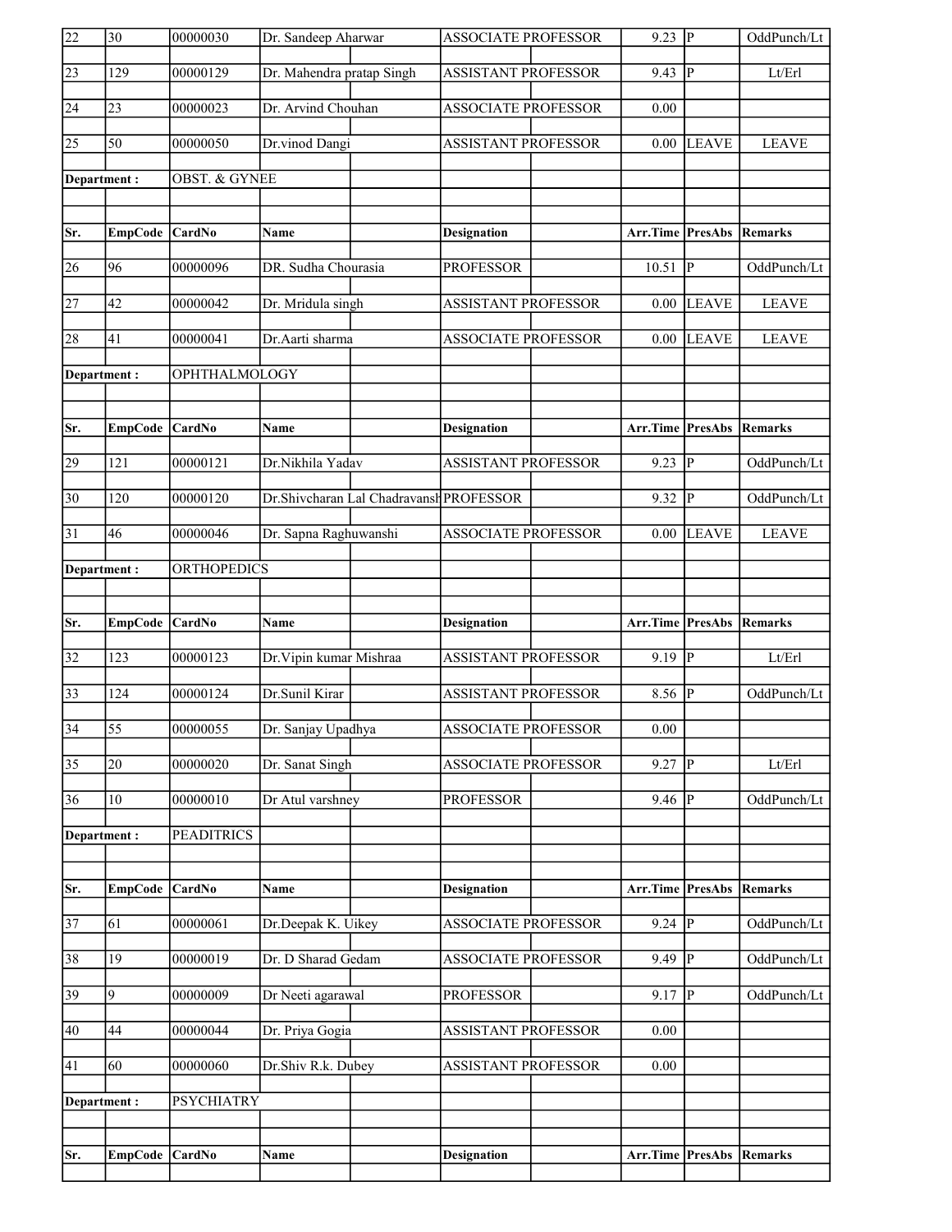| Sr. | EmpCode | CardNo | Name | Designation | Arr.Time | PresAbs | Remarks |
|---|---|---|---|---|---|---|---|
| 22 | 30 | 00000030 | Dr. Sandeep Aharwar | ASSOCIATE PROFESSOR | 9.23 | P | OddPunch/Lt |
| 23 | 129 | 00000129 | Dr. Mahendra pratap Singh | ASSISTANT PROFESSOR | 9.43 | P | Lt/Erl |
| 24 | 23 | 00000023 | Dr. Arvind Chouhan | ASSOCIATE PROFESSOR | 0.00 | | |
| 25 | 50 | 00000050 | Dr.vinod Dangi | ASSISTANT PROFESSOR | 0.00 | LEAVE | LEAVE |
| Department : | | OBST. & GYNEE | | | | | |
| Sr. | EmpCode | CardNo | Name | Designation | Arr.Time | PresAbs | Remarks |
| 26 | 96 | 00000096 | DR. Sudha Chourasia | PROFESSOR | 10.51 | P | OddPunch/Lt |
| 27 | 42 | 00000042 | Dr. Mridula singh | ASSISTANT PROFESSOR | 0.00 | LEAVE | LEAVE |
| 28 | 41 | 00000041 | Dr.Aarti sharma | ASSOCIATE PROFESSOR | 0.00 | LEAVE | LEAVE |
| Department : | | OPHTHALMOLOGY | | | | | |
| Sr. | EmpCode | CardNo | Name | Designation | Arr.Time | PresAbs | Remarks |
| 29 | 121 | 00000121 | Dr.Nikhila Yadav | ASSISTANT PROFESSOR | 9.23 | P | OddPunch/Lt |
| 30 | 120 | 00000120 | Dr.Shivcharan Lal Chadravansh | PROFESSOR | 9.32 | P | OddPunch/Lt |
| 31 | 46 | 00000046 | Dr. Sapna Raghuwanshi | ASSOCIATE PROFESSOR | 0.00 | LEAVE | LEAVE |
| Department : | | ORTHOPEDICS | | | | | |
| Sr. | EmpCode | CardNo | Name | Designation | Arr.Time | PresAbs | Remarks |
| 32 | 123 | 00000123 | Dr.Vipin kumar Mishraa | ASSISTANT PROFESSOR | 9.19 | P | Lt/Erl |
| 33 | 124 | 00000124 | Dr.Sunil Kirar | ASSISTANT PROFESSOR | 8.56 | P | OddPunch/Lt |
| 34 | 55 | 00000055 | Dr. Sanjay Upadhya | ASSOCIATE PROFESSOR | 0.00 | | |
| 35 | 20 | 00000020 | Dr. Sanat Singh | ASSOCIATE PROFESSOR | 9.27 | P | Lt/Erl |
| 36 | 10 | 00000010 | Dr Atul varshney | PROFESSOR | 9.46 | P | OddPunch/Lt |
| Department : | | PEADITRICS | | | | | |
| Sr. | EmpCode | CardNo | Name | Designation | Arr.Time | PresAbs | Remarks |
| 37 | 61 | 00000061 | Dr.Deepak K. Uikey | ASSOCIATE PROFESSOR | 9.24 | P | OddPunch/Lt |
| 38 | 19 | 00000019 | Dr. D Sharad Gedam | ASSOCIATE PROFESSOR | 9.49 | P | OddPunch/Lt |
| 39 | 9 | 00000009 | Dr Neeti agarawal | PROFESSOR | 9.17 | P | OddPunch/Lt |
| 40 | 44 | 00000044 | Dr. Priya Gogia | ASSISTANT PROFESSOR | 0.00 | | |
| 41 | 60 | 00000060 | Dr.Shiv R.k. Dubey | ASSISTANT PROFESSOR | 0.00 | | |
| Department : | | PSYCHIATRY | | | | | |
| Sr. | EmpCode | CardNo | Name | Designation | Arr.Time | PresAbs | Remarks |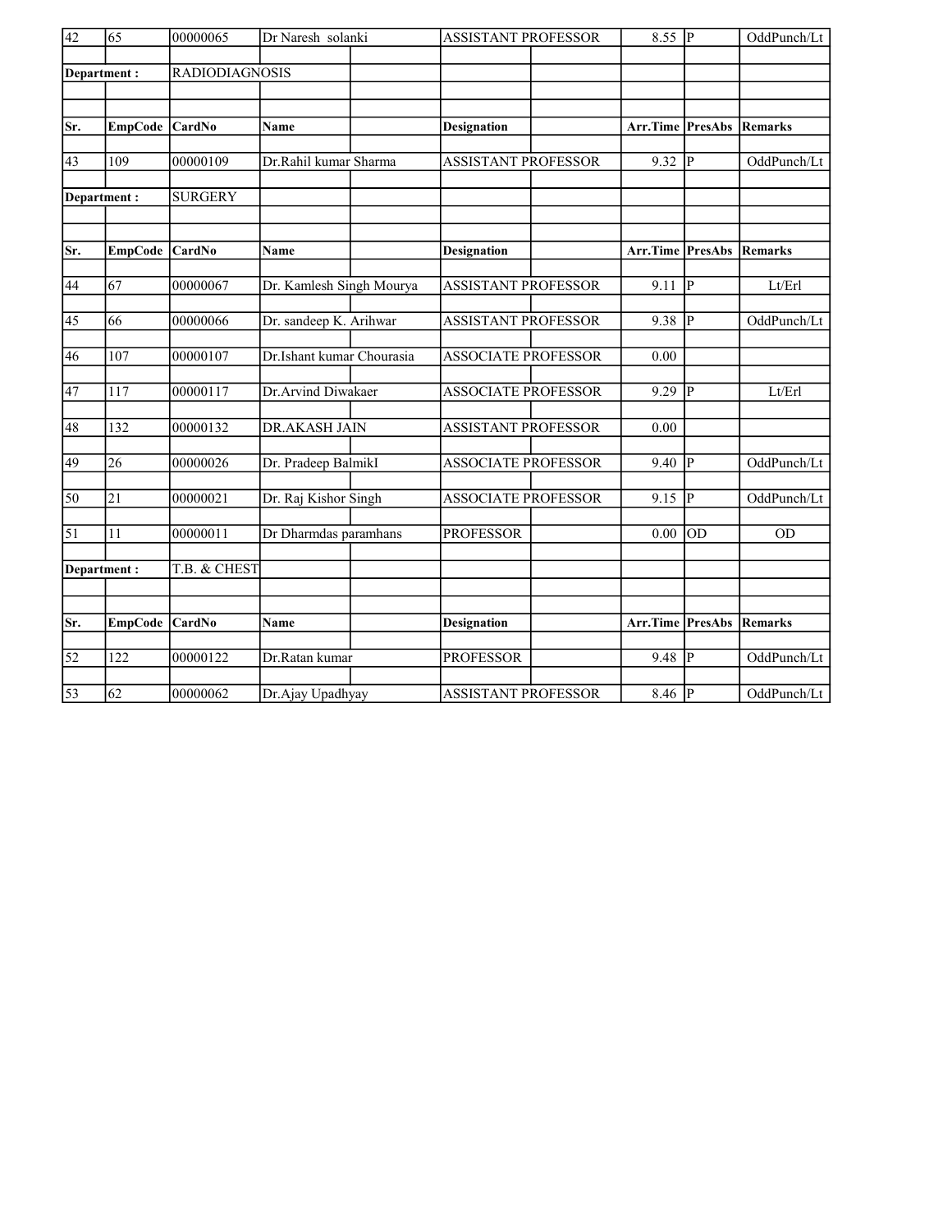| | | | | | | | |
|---|---|---|---|---|---|---|---|
| 42 | 65 | 00000065 | Dr Naresh solanki | ASSISTANT PROFESSOR | 8.55 | P | OddPunch/Lt |
| **Department :** | | RADIODIAGNOSIS | | | | | |
| **Sr.** | **EmpCode** | **CardNo** | **Name** | **Designation** | **Arr.Time** | **PresAbs** | **Remarks** |
| 43 | 109 | 00000109 | Dr.Rahil kumar Sharma | ASSISTANT PROFESSOR | 9.32 | P | OddPunch/Lt |
| **Department :** | | SURGERY | | | | | |
| **Sr.** | **EmpCode** | **CardNo** | **Name** | **Designation** | **Arr.Time** | **PresAbs** | **Remarks** |
| 44 | 67 | 00000067 | Dr. Kamlesh Singh Mourya | ASSISTANT PROFESSOR | 9.11 | P | Lt/Erl |
| 45 | 66 | 00000066 | Dr. sandeep K. Arihwar | ASSISTANT PROFESSOR | 9.38 | P | OddPunch/Lt |
| 46 | 107 | 00000107 | Dr.Ishant kumar Chourasia | ASSOCIATE PROFESSOR | 0.00 | | |
| 47 | 117 | 00000117 | Dr.Arvind Diwakaer | ASSOCIATE PROFESSOR | 9.29 | P | Lt/Erl |
| 48 | 132 | 00000132 | DR.AKASH JAIN | ASSISTANT PROFESSOR | 0.00 | | |
| 49 | 26 | 00000026 | Dr. Pradeep BalmikI | ASSOCIATE PROFESSOR | 9.40 | P | OddPunch/Lt |
| 50 | 21 | 00000021 | Dr. Raj Kishor Singh | ASSOCIATE PROFESSOR | 9.15 | P | OddPunch/Lt |
| 51 | 11 | 00000011 | Dr Dharmdas paramhans | PROFESSOR | 0.00 | OD | OD |
| **Department :** | | T.B. & CHEST | | | | | |
| **Sr.** | **EmpCode** | **CardNo** | **Name** | **Designation** | **Arr.Time** | **PresAbs** | **Remarks** |
| 52 | 122 | 00000122 | Dr.Ratan kumar | PROFESSOR | 9.48 | P | OddPunch/Lt |
| 53 | 62 | 00000062 | Dr.Ajay Upadhyay | ASSISTANT PROFESSOR | 8.46 | P | OddPunch/Lt |